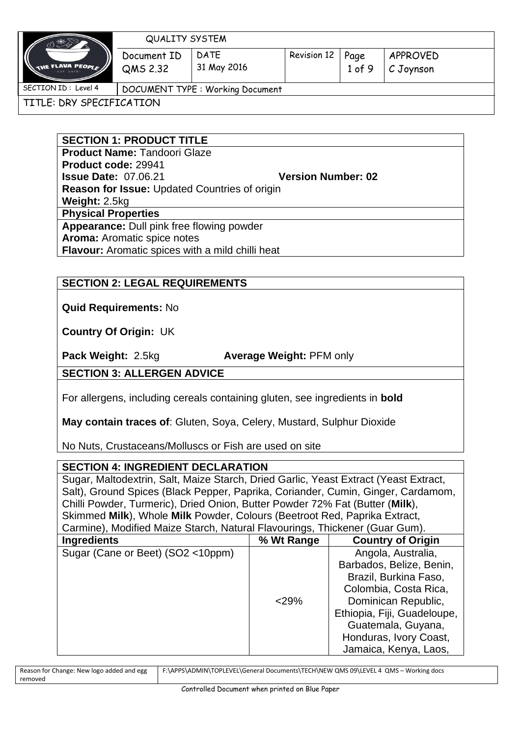| QUALITY SYSTEM | | | | | |
|---|---|---|---|---|---|
| Document ID QMS 2.32 | DATE 31 May 2016 | Revision 12 | Page 1 of 9 | APPROVED C Joynson | |
| SECTION ID : Level 4 | DOCUMENT TYPE : Working Document | | | | |
| TITLE: DRY SPECIFICATION | | | | | |

## SECTION 1: PRODUCT TITLE

**Product Name:** Tandoori Glaze
**Product code:** 29941
**Issue Date:** 07.06.21 **Version Number: 02**
**Reason for Issue:** Updated Countries of origin
**Weight:** 2.5kg

**Physical Properties**

**Appearance:** Dull pink free flowing powder
**Aroma:** Aromatic spice notes
**Flavour:** Aromatic spices with a mild chilli heat

## SECTION 2: LEGAL REQUIREMENTS

**Quid Requirements:** No

**Country Of Origin:** UK

**Pack Weight:** 2.5kg **Average Weight:** PFM only

## SECTION 3: ALLERGEN ADVICE

For allergens, including cereals containing gluten, see ingredients in **bold**

**May contain traces of**: Gluten, Soya, Celery, Mustard, Sulphur Dioxide

No Nuts, Crustaceans/Molluscs or Fish are used on site

## SECTION 4: INGREDIENT DECLARATION

Sugar, Maltodextrin, Salt, Maize Starch, Dried Garlic, Yeast Extract (Yeast Extract, Salt), Ground Spices (Black Pepper, Paprika, Coriander, Cumin, Ginger, Cardamom, Chilli Powder, Turmeric), Dried Onion, Butter Powder 72% Fat (Butter (**Milk**), Skimmed **Milk**), Whole **Milk** Powder, Colours (Beetroot Red, Paprika Extract, Carmine), Modified Maize Starch, Natural Flavourings, Thickener (Guar Gum).

| Ingredients | % Wt Range | Country of Origin |
|---|---|---|
| Sugar (Cane or Beet) (SO2 <10ppm) | <29% | Angola, Australia, Barbados, Belize, Benin, Brazil, Burkina Faso, Colombia, Costa Rica, Dominican Republic, Ethiopia, Fiji, Guadeloupe, Guatemala, Guyana, Honduras, Ivory Coast, Jamaica, Kenya, Laos, |

Reason for Change: New logo added and egg removed | F:\APPS\ADMIN\TOPLEVEL\General Documents\TECH\NEW QMS 09\LEVEL 4 QMS – Working docs

Controlled Document when printed on Blue Paper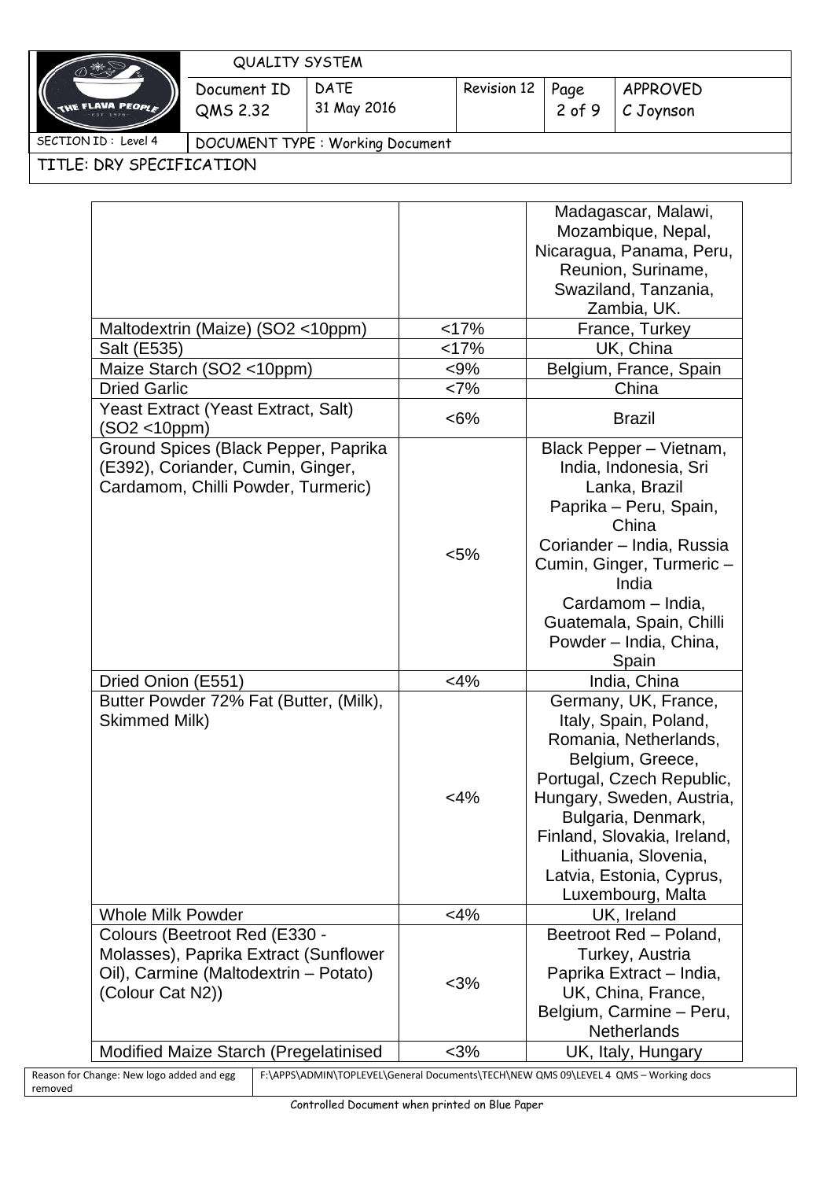| | | |
|---|---|---|
| | | Madagascar, Malawi, Mozambique, Nepal, Nicaragua, Panama, Peru, Reunion, Suriname, Swaziland, Tanzania, Zambia, UK. |
| Maltodextrin (Maize) (SO2 <10ppm) | <17% | France, Turkey |
| Salt (E535) | <17% | UK, China |
| Maize Starch (SO2 <10ppm) | <9% | Belgium, France, Spain |
| Dried Garlic | <7% | China |
| Yeast Extract (Yeast Extract, Salt) (SO2 <10ppm) | <6% | Brazil |
| Ground Spices (Black Pepper, Paprika (E392), Coriander, Cumin, Ginger, Cardamom, Chilli Powder, Turmeric) | <5% | Black Pepper – Vietnam, India, Indonesia, Sri Lanka, Brazil Paprika – Peru, Spain, China Coriander – India, Russia Cumin, Ginger, Turmeric – India Cardamom – India, Guatemala, Spain, Chilli Powder – India, China, Spain |
| Dried Onion (E551) | <4% | India, China |
| Butter Powder 72% Fat (Butter, (Milk), Skimmed Milk) | <4% | Germany, UK, France, Italy, Spain, Poland, Romania, Netherlands, Belgium, Greece, Portugal, Czech Republic, Hungary, Sweden, Austria, Bulgaria, Denmark, Finland, Slovakia, Ireland, Lithuania, Slovenia, Latvia, Estonia, Cyprus, Luxembourg, Malta |
| Whole Milk Powder | <4% | UK, Ireland |
| Colours (Beetroot Red (E330 - Molasses), Paprika Extract (Sunflower Oil), Carmine (Maltodextrin – Potato) (Colour Cat N2)) | <3% | Beetroot Red – Poland, Turkey, Austria Paprika Extract – India, UK, China, France, Belgium, Carmine – Peru, Netherlands |
| Modified Maize Starch (Pregelatinised | <3% | UK, Italy, Hungary |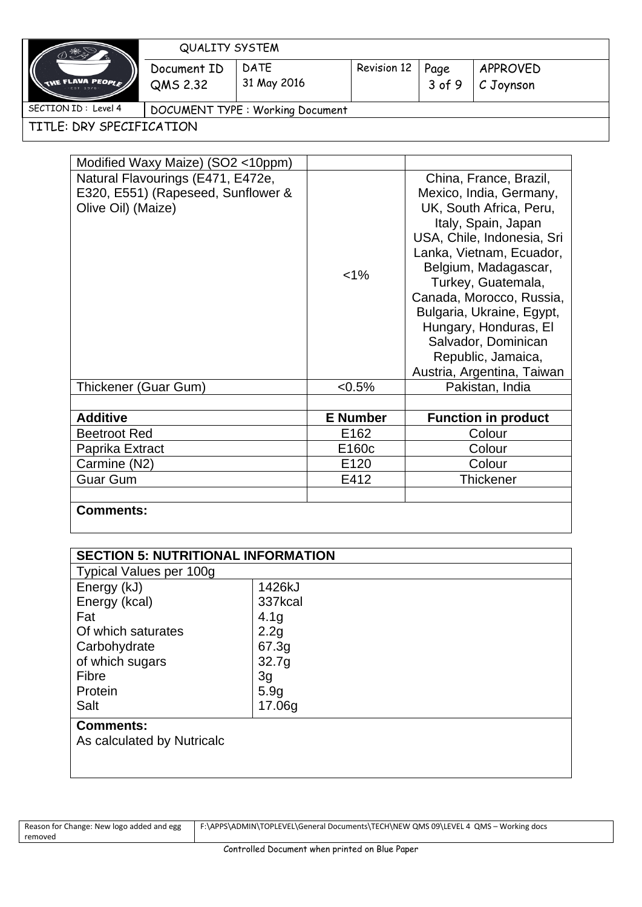| Modified Waxy Maize) (SO2 <10ppm) | | |
|---|---|---|
| Natural Flavourings (E471, E472e, E320, E551) (Rapeseed, Sunflower & Olive Oil) (Maize) | <1% | China, France, Brazil, Mexico, India, Germany, UK, South Africa, Peru, Italy, Spain, Japan USA, Chile, Indonesia, Sri Lanka, Vietnam, Ecuador, Belgium, Madagascar, Turkey, Guatemala, Canada, Morocco, Russia, Bulgaria, Ukraine, Egypt, Hungary, Honduras, El Salvador, Dominican Republic, Jamaica, Austria, Argentina, Taiwan |
| Thickener (Guar Gum) | <0.5% | Pakistan, India |
| | | |
| **Additive** | **E Number** | **Function in product** |
| Beetroot Red | E162 | Colour |
| Paprika Extract | E160c | Colour |
| Carmine (N2) | E120 | Colour |
| Guar Gum | E412 | Thickener |
| | | |

**Comments:**

| SECTION 5: NUTRITIONAL INFORMATION | |
|---|---|
| Typical Values per 100g | |
| Energy (kJ) | 1426kJ |
| Energy (kcal) | 337kcal |
| Fat | 4.1g |
| Of which saturates | 2.2g |
| Carbohydrate | 67.3g |
| of which sugars | 32.7g |
| Fibre | 3g |
| Protein | 5.9g |
| Salt | 17.06g |

**Comments:**
As calculated by Nutricalc

Reason for Change: New logo added and egg removed | F:\APPS\ADMIN\TOPLEVEL\General Documents\TECH\NEW QMS 09\LEVEL 4 QMS – Working docs

Controlled Document when printed on Blue Paper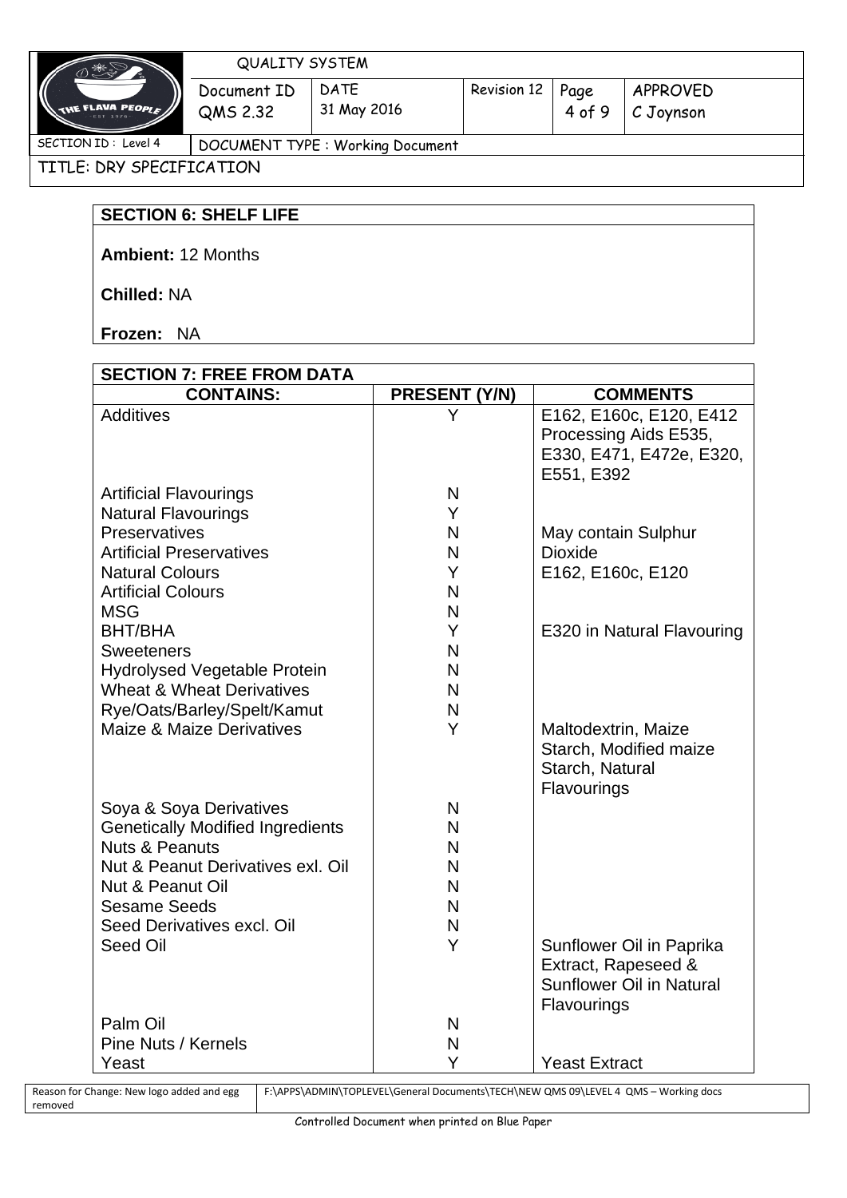## SECTION 6: SHELF LIFE

**Ambient:** 12 Months

**Chilled:** NA

**Frozen:** NA

## SECTION 7: FREE FROM DATA

| CONTAINS: | PRESENT (Y/N) | COMMENTS |
|---|---|---|
| Additives | Y | E162, E160c, E120, E412 Processing Aids E535, E330, E471, E472e, E320, E551, E392 |
| Artificial Flavourings | N | |
| Natural Flavourings | Y | |
| Preservatives | N | May contain Sulphur Dioxide |
| Artificial Preservatives | N | |
| Natural Colours | Y | E162, E160c, E120 |
| Artificial Colours | N | |
| MSG | N | |
| BHT/BHA | Y | E320 in Natural Flavouring |
| Sweeteners | N | |
| Hydrolysed Vegetable Protein | N | |
| Wheat & Wheat Derivatives | N | |
| Rye/Oats/Barley/Spelt/Kamut | N | |
| Maize & Maize Derivatives | Y | Maltodextrin, Maize Starch, Modified maize Starch, Natural Flavourings |
| Soya & Soya Derivatives | N | |
| Genetically Modified Ingredients | N | |
| Nuts & Peanuts | N | |
| Nut & Peanut Derivatives exl. Oil | N | |
| Nut & Peanut Oil | N | |
| Sesame Seeds | N | |
| Seed Derivatives excl. Oil | N | |
| Seed Oil | Y | Sunflower Oil in Paprika Extract, Rapeseed & Sunflower Oil in Natural Flavourings |
| Palm Oil | N | |
| Pine Nuts / Kernels | N | |
| Yeast | Y | Yeast Extract |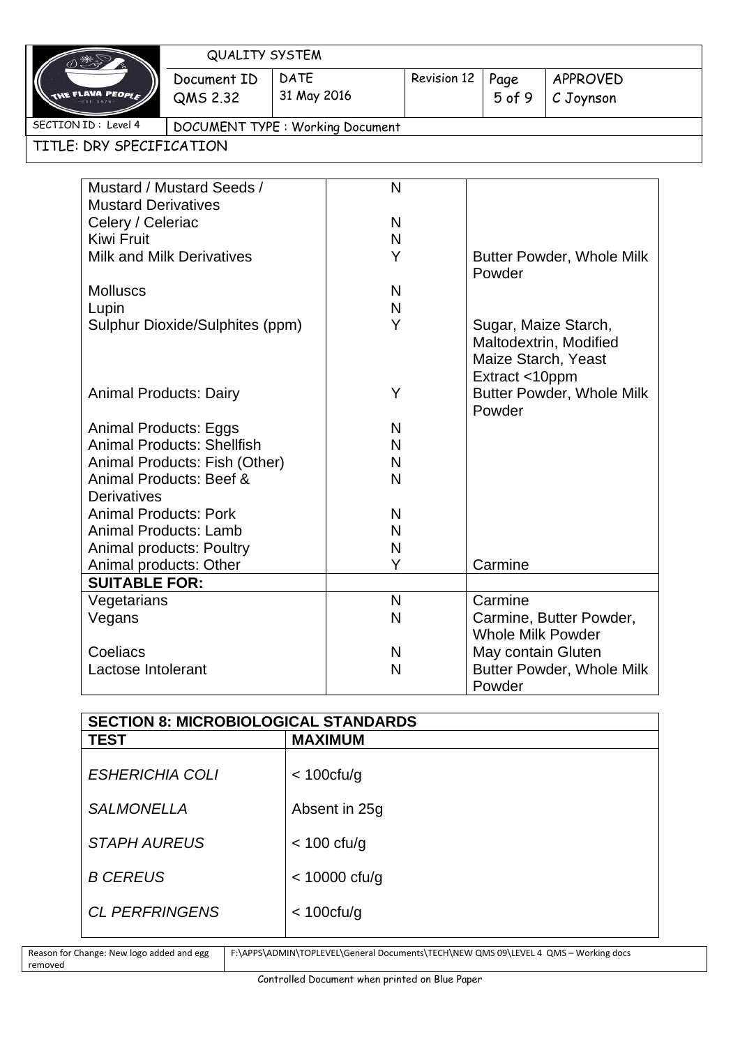| | | |
|---|---|---|
| Mustard / Mustard Seeds / Mustard Derivatives | N | |
| Celery / Celeriac | N | |
| Kiwi Fruit | N | |
| Milk and Milk Derivatives | Y | Butter Powder, Whole Milk Powder |
| Molluscs | N | |
| Lupin | N | |
| Sulphur Dioxide/Sulphites (ppm) | Y | Sugar, Maize Starch, Maltodextrin, Modified Maize Starch, Yeast Extract <10ppm |
| Animal Products: Dairy | Y | Butter Powder, Whole Milk Powder |
| Animal Products: Eggs | N | |
| Animal Products: Shellfish | N | |
| Animal Products: Fish (Other) | N | |
| Animal Products: Beef & Derivatives | N | |
| Animal Products: Pork | N | |
| Animal Products: Lamb | N | |
| Animal products: Poultry | N | |
| Animal products: Other | Y | Carmine |
| **SUITABLE FOR:** | | |
| Vegetarians | N | Carmine |
| Vegans | N | Carmine, Butter Powder, Whole Milk Powder |
| Coeliacs | N | May contain Gluten |
| Lactose Intolerant | N | Butter Powder, Whole Milk Powder |

| **SECTION 8: MICROBIOLOGICAL STANDARDS** | |
|---|---|
| **TEST** | **MAXIMUM** |
| *ESHERICHIA COLI* | < 100cfu/g |
| *SALMONELLA* | Absent in 25g |
| *STAPH AUREUS* | < 100 cfu/g |
| *B CEREUS* | < 10000 cfu/g |
| *CL PERFRINGENS* | < 100cfu/g |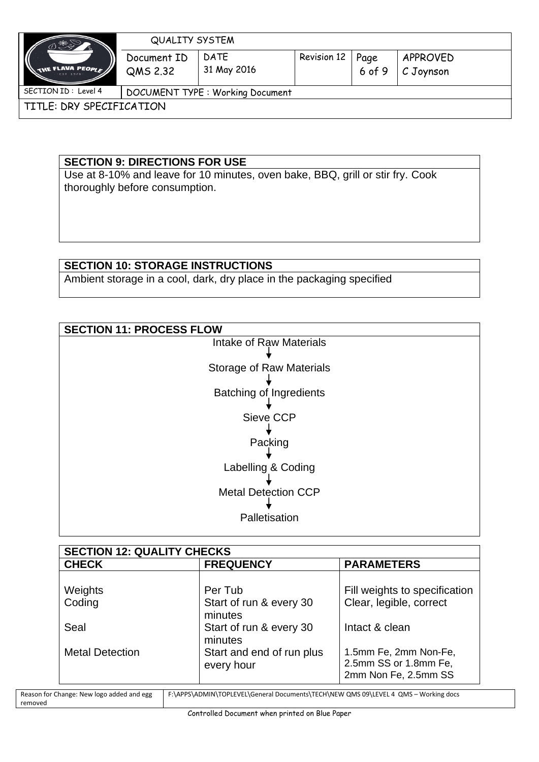## SECTION 9: DIRECTIONS FOR USE

Use at 8-10% and leave for 10 minutes, oven bake, BBQ, grill or stir fry. Cook thoroughly before consumption.

## SECTION 10: STORAGE INSTRUCTIONS

Ambient storage in a cool, dark, dry place in the packaging specified

## SECTION 11: PROCESS FLOW

Intake of Raw Materials
↓
Storage of Raw Materials
↓
Batching of Ingredients
↓
Sieve CCP
↓
Packing
↓
Labelling & Coding
↓
Metal Detection CCP
↓
Palletisation

## SECTION 12: QUALITY CHECKS

| CHECK | FREQUENCY | PARAMETERS |
|---|---|---|
| Weights | Per Tub | Fill weights to specification |
| Coding | Start of run & every 30 minutes | Clear, legible, correct |
| Seal | Start of run & every 30 minutes | Intact & clean |
| Metal Detection | Start and end of run plus every hour | 1.5mm Fe, 2mm Non-Fe, 2.5mm SS or 1.8mm Fe, 2mm Non Fe, 2.5mm SS |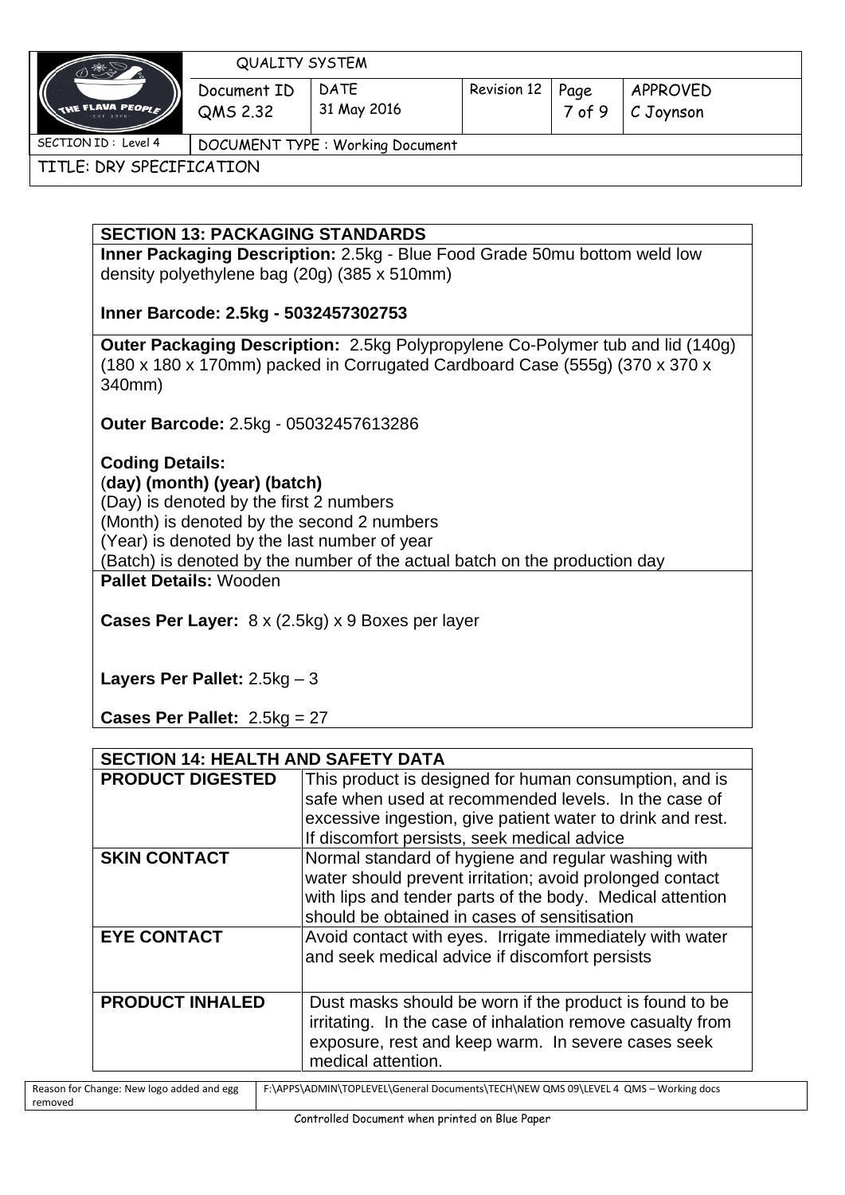## SECTION 13: PACKAGING STANDARDS

**Inner Packaging Description:** 2.5kg - Blue Food Grade 50mu bottom weld low density polyethylene bag (20g) (385 x 510mm)

**Inner Barcode: 2.5kg - 5032457302753**

**Outer Packaging Description:** 2.5kg Polypropylene Co-Polymer tub and lid (140g) (180 x 180 x 170mm) packed in Corrugated Cardboard Case (555g) (370 x 370 x 340mm)

**Outer Barcode:** 2.5kg - 05032457613286

**Coding Details:**
(**day) (month) (year) (batch)**
(Day) is denoted by the first 2 numbers
(Month) is denoted by the second 2 numbers
(Year) is denoted by the last number of year
(Batch) is denoted by the number of the actual batch on the production day

**Pallet Details:** Wooden

**Cases Per Layer:** 8 x (2.5kg) x 9 Boxes per layer

**Layers Per Pallet:** 2.5kg – 3

**Cases Per Pallet:** 2.5kg = 27

## SECTION 14: HEALTH AND SAFETY DATA

| | |
|---|---|
| **PRODUCT DIGESTED** | This product is designed for human consumption, and is safe when used at recommended levels. In the case of excessive ingestion, give patient water to drink and rest. If discomfort persists, seek medical advice |
| **SKIN CONTACT** | Normal standard of hygiene and regular washing with water should prevent irritation; avoid prolonged contact with lips and tender parts of the body. Medical attention should be obtained in cases of sensitisation |
| **EYE CONTACT** | Avoid contact with eyes. Irrigate immediately with water and seek medical advice if discomfort persists |
| **PRODUCT INHALED** | Dust masks should be worn if the product is found to be irritating. In the case of inhalation remove casualty from exposure, rest and keep warm. In severe cases seek medical attention. |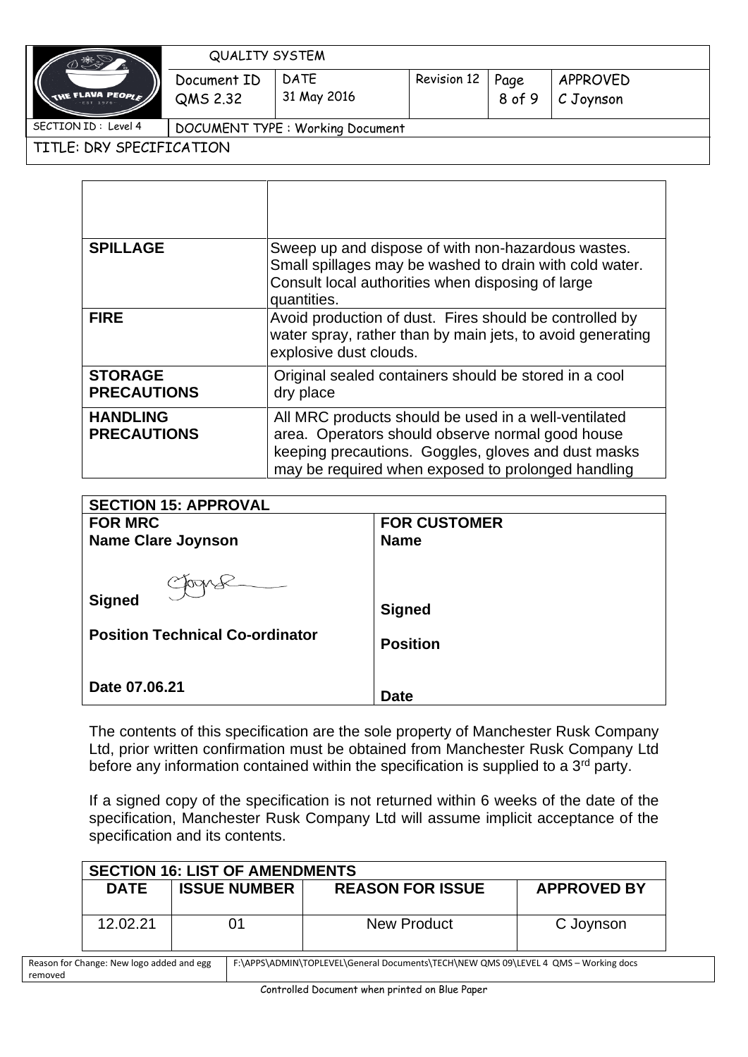| | |
|---|---|
| | |
| **SPILLAGE** | Sweep up and dispose of with non-hazardous wastes. Small spillages may be washed to drain with cold water. Consult local authorities when disposing of large quantities. |
| **FIRE** | Avoid production of dust. Fires should be controlled by water spray, rather than by main jets, to avoid generating explosive dust clouds. |
| **STORAGE PRECAUTIONS** | Original sealed containers should be stored in a cool dry place |
| **HANDLING PRECAUTIONS** | All MRC products should be used in a well-ventilated area. Operators should observe normal good house keeping precautions. Goggles, gloves and dust masks may be required when exposed to prolonged handling |

| **SECTION 15: APPROVAL** | |
|---|---|
| **FOR MRC** | **FOR CUSTOMER** |
| **Name Clare Joynson** | **Name** |
| **Signed** | **Signed** |
| **Position Technical Co-ordinator** | **Position** |
| **Date 07.06.21** | **Date** |

The contents of this specification are the sole property of Manchester Rusk Company Ltd, prior written confirmation must be obtained from Manchester Rusk Company Ltd before any information contained within the specification is supplied to a 3rd party.

If a signed copy of the specification is not returned within 6 weeks of the date of the specification, Manchester Rusk Company Ltd will assume implicit acceptance of the specification and its contents.

| **SECTION 16: LIST OF AMENDMENTS** | | | |
|---|---|---|---|
| **DATE** | **ISSUE NUMBER** | **REASON FOR ISSUE** | **APPROVED BY** |
| 12.02.21 | 01 | New Product | C Joynson |

Reason for Change: New logo added and egg removed | F:\APPS\ADMIN\TOPLEVEL\General Documents\TECH\NEW QMS 09\LEVEL 4 QMS – Working docs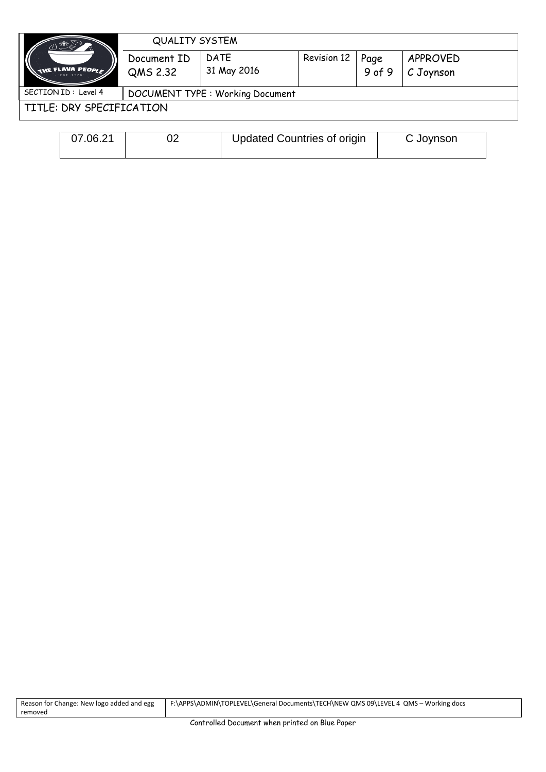| | | | |
|---|---|---|---|
| 07.06.21 | 02 | Updated Countries of origin | C Joynson |